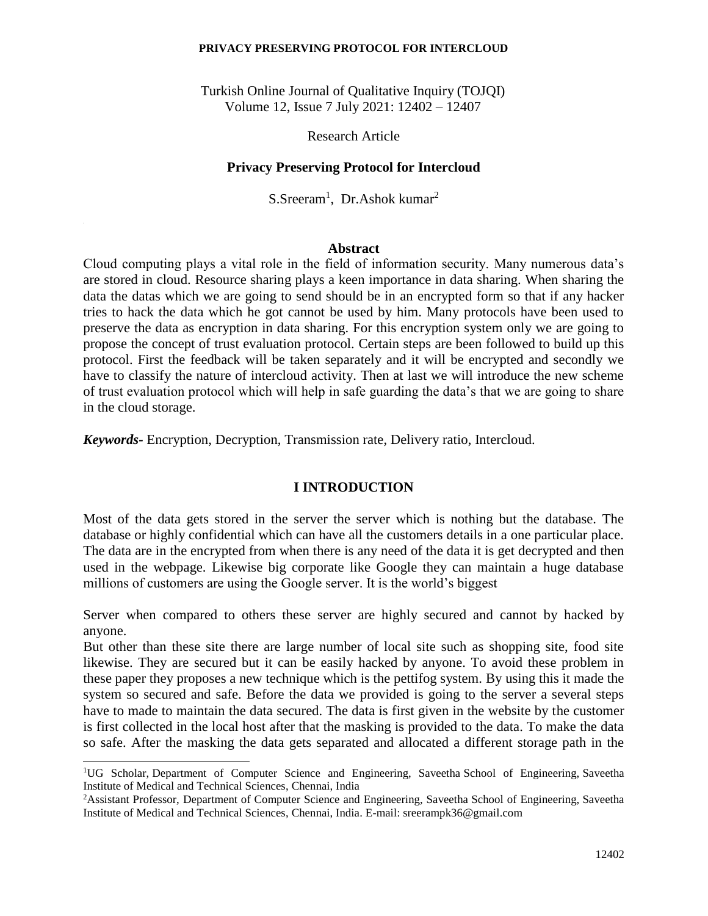Research Article

# Privacy Preserving Protocol for Intercloud

S.Sreeram[1], Dr.Ashok kumar[2]

## Abstract

Cloud computing plays a vital role in the field of information security. Many numerous data's are stored in cloud. Resource sharing plays a keen importance in data sharing. When sharing the data the datas which we are going to send should be in an encrypted form so that if any hacker tries to hack the data which he got cannot be used by him. Many protocols have been used to preserve the data as encryption in data sharing. For this encryption system only we are going to propose the concept of trust evaluation protocol. Certain steps are been followed to build up this protocol. First the feedback will be taken separately and it will be encrypted and secondly we have to classify the nature of intercloud activity. Then at last we will introduce the new scheme of trust evaluation protocol which will help in safe guarding the data's that we are going to share in the cloud storage.

***Keywords-*** Encryption, Decryption, Transmission rate, Delivery ratio, Intercloud.

## I INTRODUCTION

Most of the data gets stored in the server the server which is nothing but the database. The database or highly confidential which can have all the customers details in a one particular place. The data are in the encrypted from when there is any need of the data it is get decrypted and then used in the webpage. Likewise big corporate like Google they can maintain a huge database millions of customers are using the Google server. It is the world's biggest

Server when compared to others these server are highly secured and cannot by hacked by anyone.

But other than these site there are large number of local site such as shopping site, food site likewise. They are secured but it can be easily hacked by anyone. To avoid these problem in these paper they proposes a new technique which is the pettifog system. By using this it made the system so secured and safe. Before the data we provided is going to the server a several steps have to made to maintain the data secured. The data is first given in the website by the customer is first collected in the local host after that the masking is provided to the data. To make the data so safe. After the masking the data gets separated and allocated a different storage path in the

[1]UG Scholar, Department of Computer Science and Engineering, Saveetha School of Engineering, Saveetha Institute of Medical and Technical Sciences, Chennai, India

[2]Assistant Professor, Department of Computer Science and Engineering, Saveetha School of Engineering, Saveetha Institute of Medical and Technical Sciences, Chennai, India. E-mail: sreerampk36@gmail.com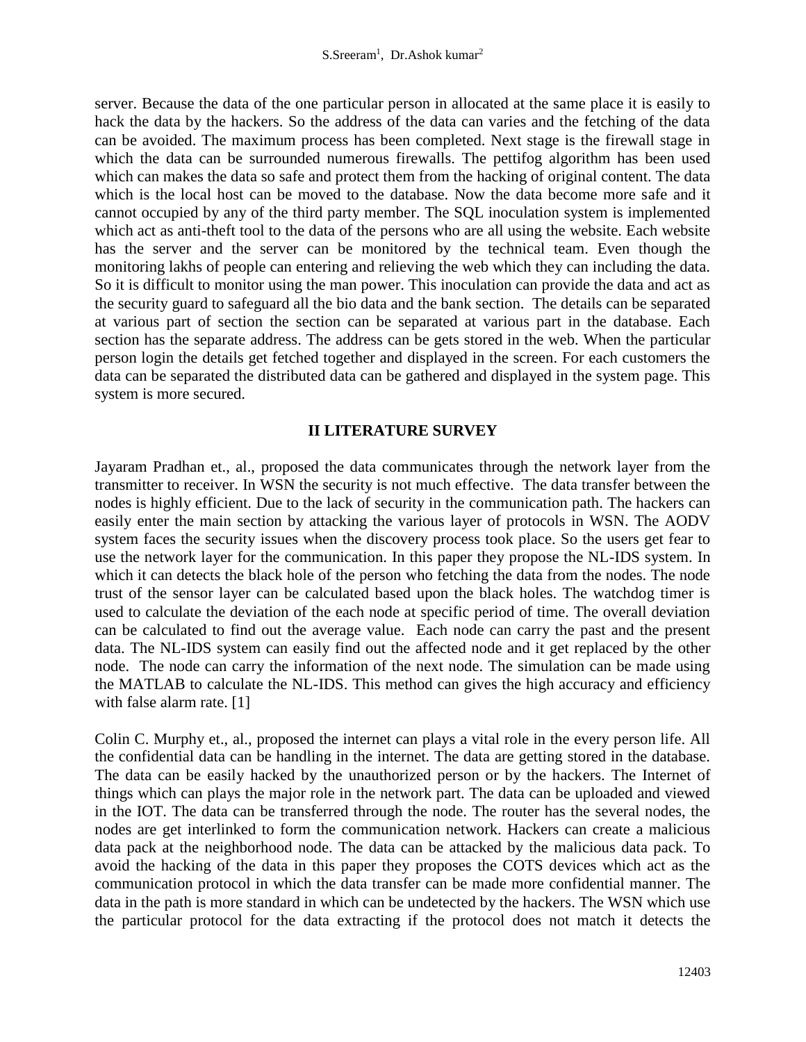server. Because the data of the one particular person in allocated at the same place it is easily to hack the data by the hackers. So the address of the data can varies and the fetching of the data can be avoided. The maximum process has been completed. Next stage is the firewall stage in which the data can be surrounded numerous firewalls. The pettifog algorithm has been used which can makes the data so safe and protect them from the hacking of original content. The data which is the local host can be moved to the database. Now the data become more safe and it cannot occupied by any of the third party member. The SQL inoculation system is implemented which act as anti-theft tool to the data of the persons who are all using the website. Each website has the server and the server can be monitored by the technical team. Even though the monitoring lakhs of people can entering and relieving the web which they can including the data. So it is difficult to monitor using the man power. This inoculation can provide the data and act as the security guard to safeguard all the bio data and the bank section. The details can be separated at various part of section the section can be separated at various part in the database. Each section has the separate address. The address can be gets stored in the web. When the particular person login the details get fetched together and displayed in the screen. For each customers the data can be separated the distributed data can be gathered and displayed in the system page. This system is more secured.

## II LITERATURE SURVEY

Jayaram Pradhan et., al., proposed the data communicates through the network layer from the transmitter to receiver. In WSN the security is not much effective. The data transfer between the nodes is highly efficient. Due to the lack of security in the communication path. The hackers can easily enter the main section by attacking the various layer of protocols in WSN. The AODV system faces the security issues when the discovery process took place. So the users get fear to use the network layer for the communication. In this paper they propose the NL-IDS system. In which it can detects the black hole of the person who fetching the data from the nodes. The node trust of the sensor layer can be calculated based upon the black holes. The watchdog timer is used to calculate the deviation of the each node at specific period of time. The overall deviation can be calculated to find out the average value. Each node can carry the past and the present data. The NL-IDS system can easily find out the affected node and it get replaced by the other node. The node can carry the information of the next node. The simulation can be made using the MATLAB to calculate the NL-IDS. This method can gives the high accuracy and efficiency with false alarm rate. [1]

Colin C. Murphy et., al., proposed the internet can plays a vital role in the every person life. All the confidential data can be handling in the internet. The data are getting stored in the database. The data can be easily hacked by the unauthorized person or by the hackers. The Internet of things which can plays the major role in the network part. The data can be uploaded and viewed in the IOT. The data can be transferred through the node. The router has the several nodes, the nodes are get interlinked to form the communication network. Hackers can create a malicious data pack at the neighborhood node. The data can be attacked by the malicious data pack. To avoid the hacking of the data in this paper they proposes the COTS devices which act as the communication protocol in which the data transfer can be made more confidential manner. The data in the path is more standard in which can be undetected by the hackers. The WSN which use the particular protocol for the data extracting if the protocol does not match it detects the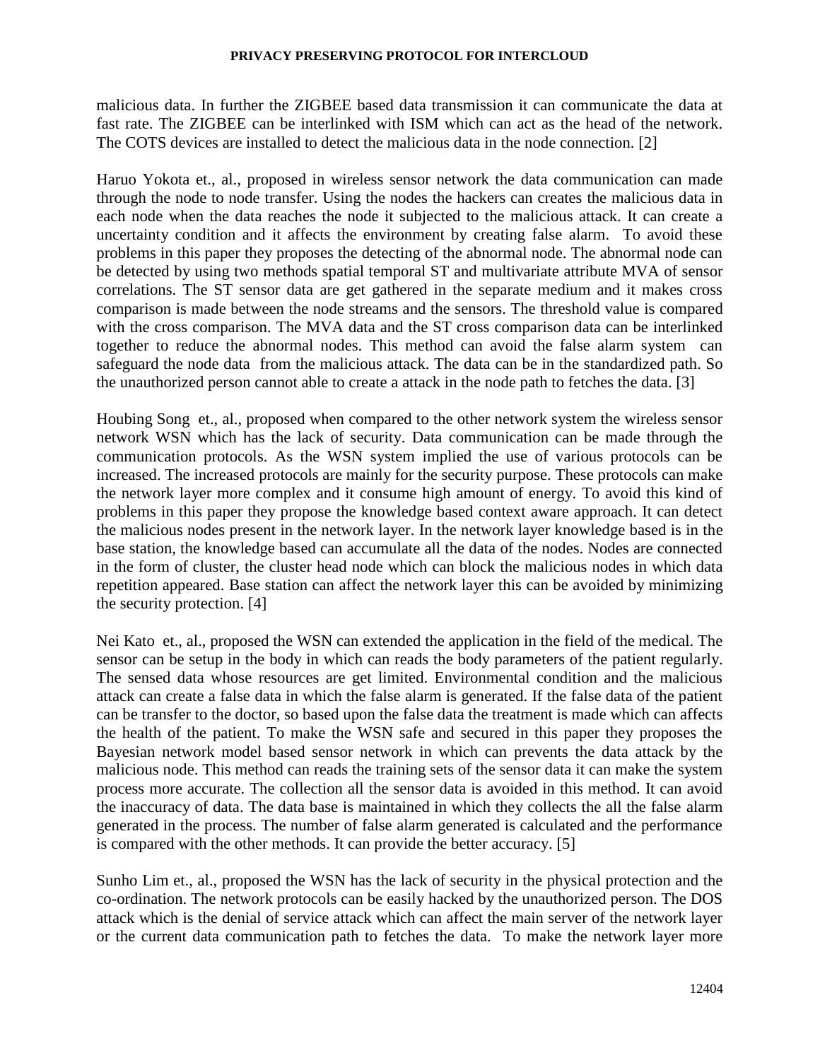malicious data. In further the ZIGBEE based data transmission it can communicate the data at fast rate. The ZIGBEE can be interlinked with ISM which can act as the head of the network. The COTS devices are installed to detect the malicious data in the node connection. [2]

Haruo Yokota et., al., proposed in wireless sensor network the data communication can made through the node to node transfer. Using the nodes the hackers can creates the malicious data in each node when the data reaches the node it subjected to the malicious attack. It can create a uncertainty condition and it affects the environment by creating false alarm. To avoid these problems in this paper they proposes the detecting of the abnormal node. The abnormal node can be detected by using two methods spatial temporal ST and multivariate attribute MVA of sensor correlations. The ST sensor data are get gathered in the separate medium and it makes cross comparison is made between the node streams and the sensors. The threshold value is compared with the cross comparison. The MVA data and the ST cross comparison data can be interlinked together to reduce the abnormal nodes. This method can avoid the false alarm system can safeguard the node data from the malicious attack. The data can be in the standardized path. So the unauthorized person cannot able to create a attack in the node path to fetches the data. [3]

Houbing Song et., al., proposed when compared to the other network system the wireless sensor network WSN which has the lack of security. Data communication can be made through the communication protocols. As the WSN system implied the use of various protocols can be increased. The increased protocols are mainly for the security purpose. These protocols can make the network layer more complex and it consume high amount of energy. To avoid this kind of problems in this paper they propose the knowledge based context aware approach. It can detect the malicious nodes present in the network layer. In the network layer knowledge based is in the base station, the knowledge based can accumulate all the data of the nodes. Nodes are connected in the form of cluster, the cluster head node which can block the malicious nodes in which data repetition appeared. Base station can affect the network layer this can be avoided by minimizing the security protection. [4]

Nei Kato et., al., proposed the WSN can extended the application in the field of the medical. The sensor can be setup in the body in which can reads the body parameters of the patient regularly. The sensed data whose resources are get limited. Environmental condition and the malicious attack can create a false data in which the false alarm is generated. If the false data of the patient can be transfer to the doctor, so based upon the false data the treatment is made which can affects the health of the patient. To make the WSN safe and secured in this paper they proposes the Bayesian network model based sensor network in which can prevents the data attack by the malicious node. This method can reads the training sets of the sensor data it can make the system process more accurate. The collection all the sensor data is avoided in this method. It can avoid the inaccuracy of data. The data base is maintained in which they collects the all the false alarm generated in the process. The number of false alarm generated is calculated and the performance is compared with the other methods. It can provide the better accuracy. [5]

Sunho Lim et., al., proposed the WSN has the lack of security in the physical protection and the co-ordination. The network protocols can be easily hacked by the unauthorized person. The DOS attack which is the denial of service attack which can affect the main server of the network layer or the current data communication path to fetches the data. To make the network layer more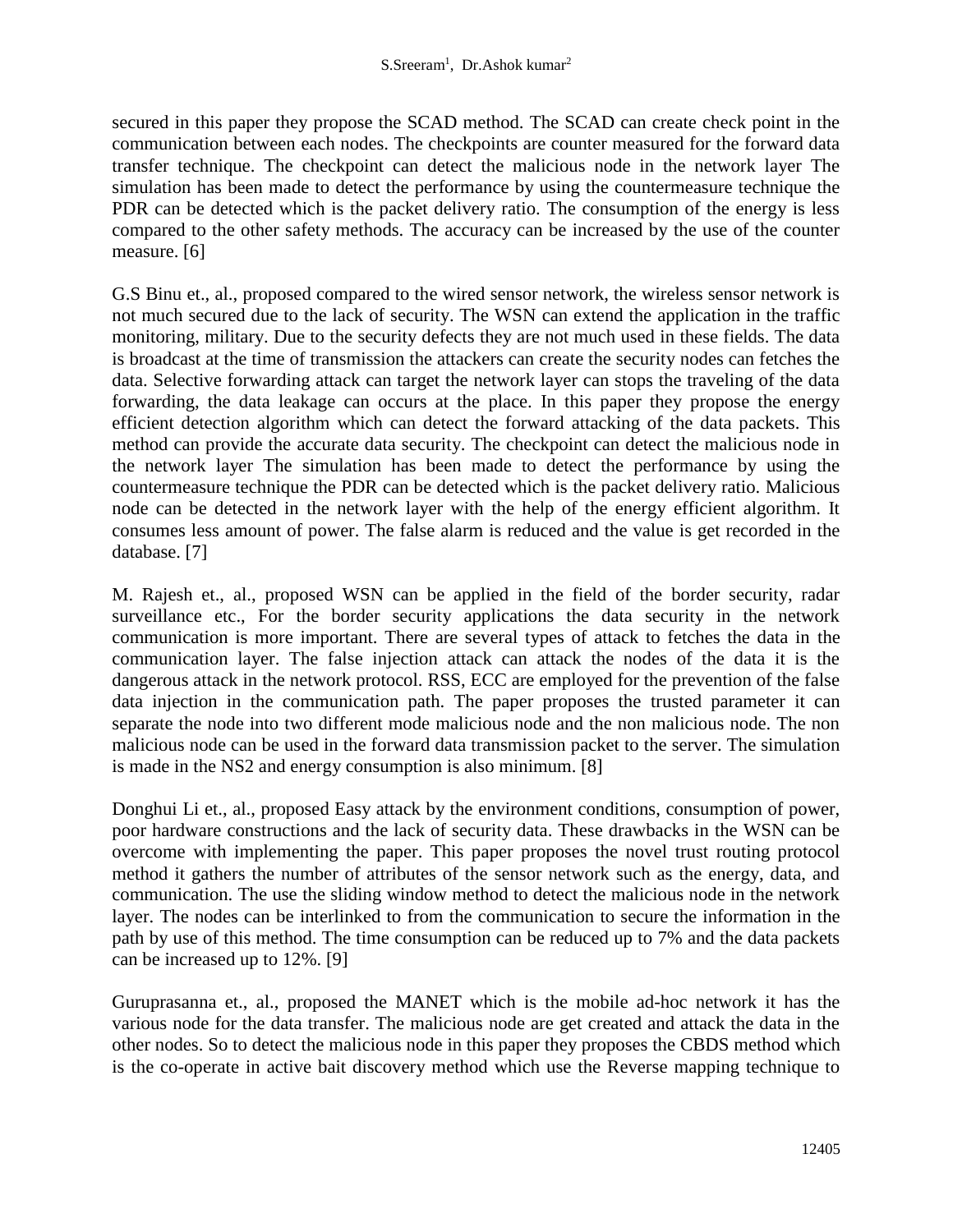secured in this paper they propose the SCAD method. The SCAD can create check point in the communication between each nodes. The checkpoints are counter measured for the forward data transfer technique. The checkpoint can detect the malicious node in the network layer The simulation has been made to detect the performance by using the countermeasure technique the PDR can be detected which is the packet delivery ratio. The consumption of the energy is less compared to the other safety methods. The accuracy can be increased by the use of the counter measure. [6]

G.S Binu et., al., proposed compared to the wired sensor network, the wireless sensor network is not much secured due to the lack of security. The WSN can extend the application in the traffic monitoring, military. Due to the security defects they are not much used in these fields. The data is broadcast at the time of transmission the attackers can create the security nodes can fetches the data. Selective forwarding attack can target the network layer can stops the traveling of the data forwarding, the data leakage can occurs at the place. In this paper they propose the energy efficient detection algorithm which can detect the forward attacking of the data packets. This method can provide the accurate data security. The checkpoint can detect the malicious node in the network layer The simulation has been made to detect the performance by using the countermeasure technique the PDR can be detected which is the packet delivery ratio. Malicious node can be detected in the network layer with the help of the energy efficient algorithm. It consumes less amount of power. The false alarm is reduced and the value is get recorded in the database. [7]

M. Rajesh et., al., proposed WSN can be applied in the field of the border security, radar surveillance etc., For the border security applications the data security in the network communication is more important. There are several types of attack to fetches the data in the communication layer. The false injection attack can attack the nodes of the data it is the dangerous attack in the network protocol. RSS, ECC are employed for the prevention of the false data injection in the communication path. The paper proposes the trusted parameter it can separate the node into two different mode malicious node and the non malicious node. The non malicious node can be used in the forward data transmission packet to the server. The simulation is made in the NS2 and energy consumption is also minimum. [8]

Donghui Li et., al., proposed Easy attack by the environment conditions, consumption of power, poor hardware constructions and the lack of security data. These drawbacks in the WSN can be overcome with implementing the paper. This paper proposes the novel trust routing protocol method it gathers the number of attributes of the sensor network such as the energy, data, and communication. The use the sliding window method to detect the malicious node in the network layer. The nodes can be interlinked to from the communication to secure the information in the path by use of this method. The time consumption can be reduced up to 7% and the data packets can be increased up to 12%. [9]

Guruprasanna et., al., proposed the MANET which is the mobile ad-hoc network it has the various node for the data transfer. The malicious node are get created and attack the data in the other nodes. So to detect the malicious node in this paper they proposes the CBDS method which is the co-operate in active bait discovery method which use the Reverse mapping technique to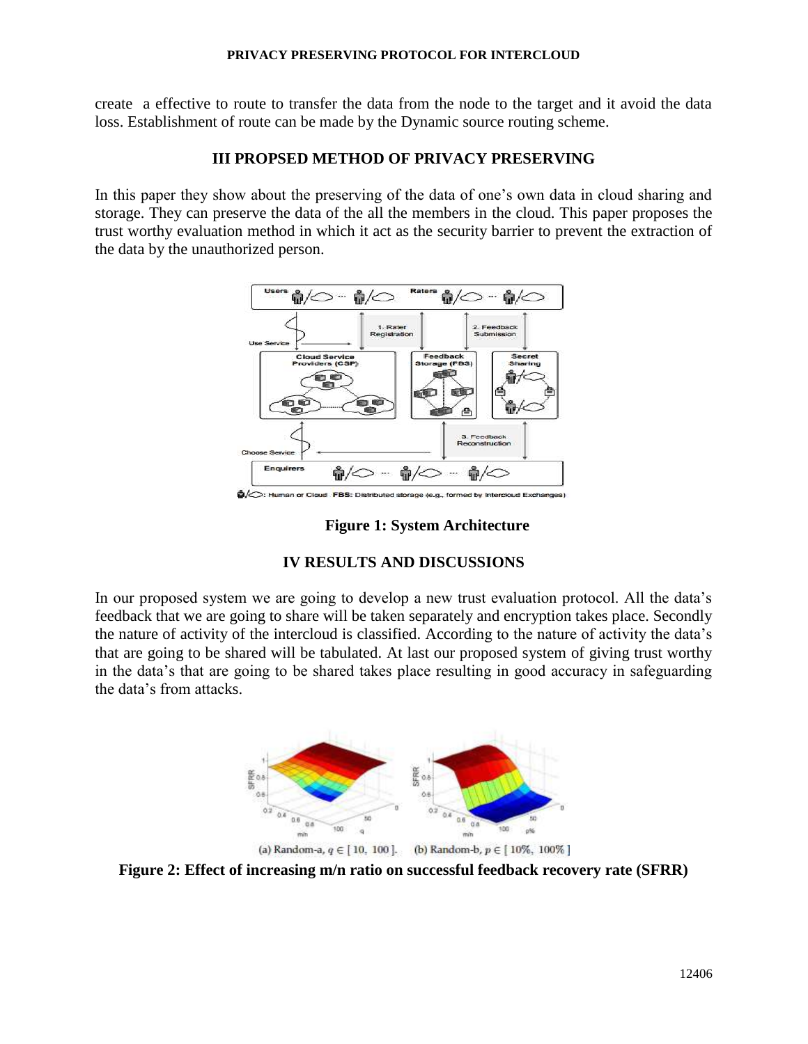create a effective to route to transfer the data from the node to the target and it avoid the data loss. Establishment of route can be made by the Dynamic source routing scheme.

## III PROPSED METHOD OF PRIVACY PRESERVING

In this paper they show about the preserving of the data of one's own data in cloud sharing and storage. They can preserve the data of the all the members in the cloud. This paper proposes the trust worthy evaluation method in which it act as the security barrier to prevent the extraction of the data by the unauthorized person.

Users Raters
Use Service
1. Rater Registration
2. Feedback Submission
Cloud Service Providers (CSP)
Feedback Storage (FBS)
Secret Sharing
3. Feedback Reconstruction
Choose Service
Enquirers
: Human or Cloud FBS: Distributed storage (e.g., formed by Intercloud Exchanges)

**Figure 1: System Architecture**

## IV RESULTS AND DISCUSSIONS

In our proposed system we are going to develop a new trust evaluation protocol. All the data's feedback that we are going to share will be taken separately and encryption takes place. Secondly the nature of activity of the intercloud is classified. According to the nature of activity the data's that are going to be shared will be tabulated. At last our proposed system of giving trust worthy in the data's that are going to be shared takes place resulting in good accuracy in safeguarding the data's from attacks.

SFRR
m/n
q
p%

(a) Random-a, $q \in [\,10,\ 100\,]$. (b) Random-b, $p \in [\,10\%,\ 100\%\,]$

**Figure 2: Effect of increasing m/n ratio on successful feedback recovery rate (SFRR)**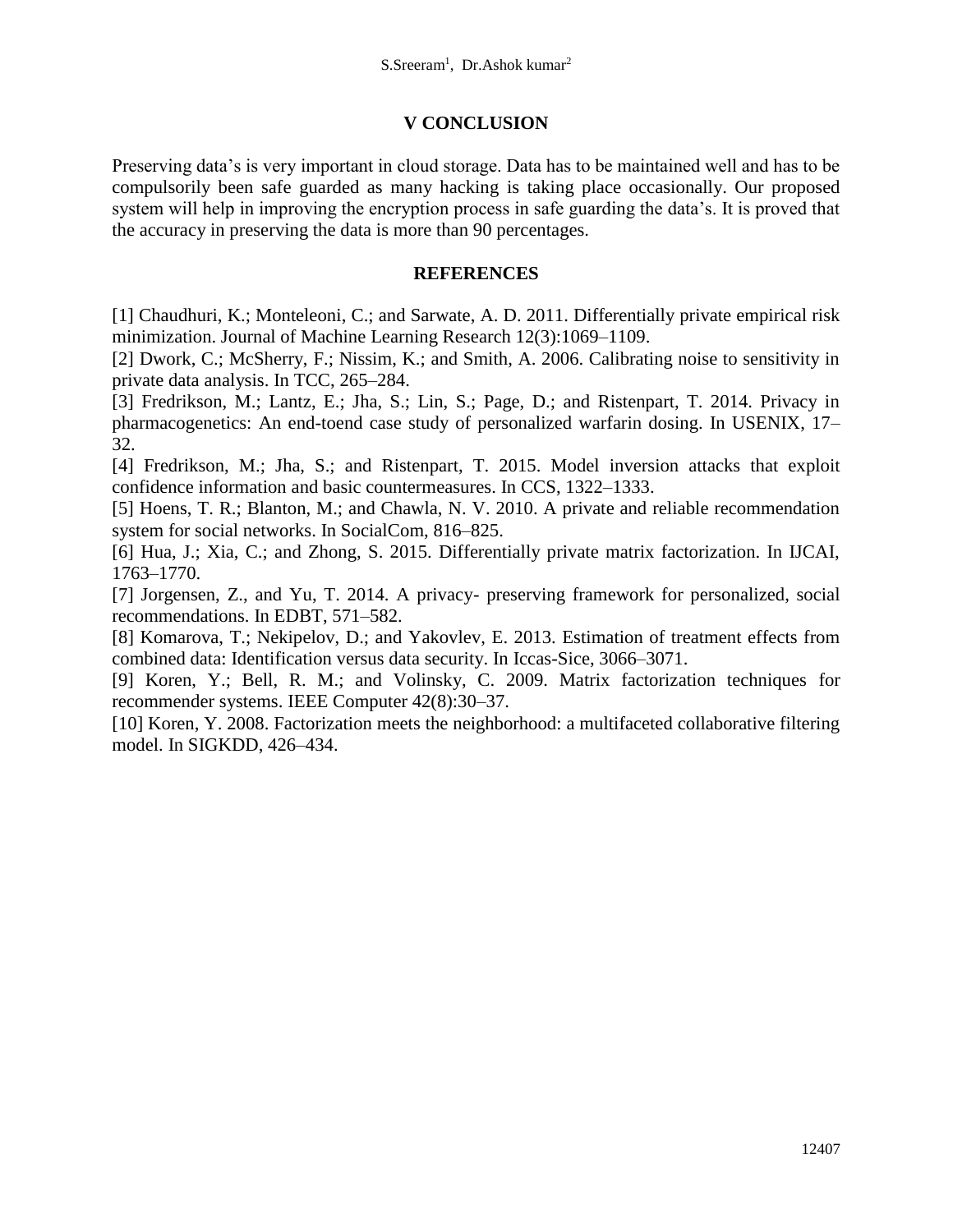## V CONCLUSION

Preserving data's is very important in cloud storage. Data has to be maintained well and has to be compulsorily been safe guarded as many hacking is taking place occasionally. Our proposed system will help in improving the encryption process in safe guarding the data's. It is proved that the accuracy in preserving the data is more than 90 percentages.

## REFERENCES

[1] Chaudhuri, K.; Monteleoni, C.; and Sarwate, A. D. 2011. Differentially private empirical risk minimization. Journal of Machine Learning Research 12(3):1069–1109.

[2] Dwork, C.; McSherry, F.; Nissim, K.; and Smith, A. 2006. Calibrating noise to sensitivity in private data analysis. In TCC, 265–284.

[3] Fredrikson, M.; Lantz, E.; Jha, S.; Lin, S.; Page, D.; and Ristenpart, T. 2014. Privacy in pharmacogenetics: An end-toend case study of personalized warfarin dosing. In USENIX, 17–32.

[4] Fredrikson, M.; Jha, S.; and Ristenpart, T. 2015. Model inversion attacks that exploit confidence information and basic countermeasures. In CCS, 1322–1333.

[5] Hoens, T. R.; Blanton, M.; and Chawla, N. V. 2010. A private and reliable recommendation system for social networks. In SocialCom, 816–825.

[6] Hua, J.; Xia, C.; and Zhong, S. 2015. Differentially private matrix factorization. In IJCAI, 1763–1770.

[7] Jorgensen, Z., and Yu, T. 2014. A privacy- preserving framework for personalized, social recommendations. In EDBT, 571–582.

[8] Komarova, T.; Nekipelov, D.; and Yakovlev, E. 2013. Estimation of treatment effects from combined data: Identification versus data security. In Iccas-Sice, 3066–3071.

[9] Koren, Y.; Bell, R. M.; and Volinsky, C. 2009. Matrix factorization techniques for recommender systems. IEEE Computer 42(8):30–37.

[10] Koren, Y. 2008. Factorization meets the neighborhood: a multifaceted collaborative filtering model. In SIGKDD, 426–434.